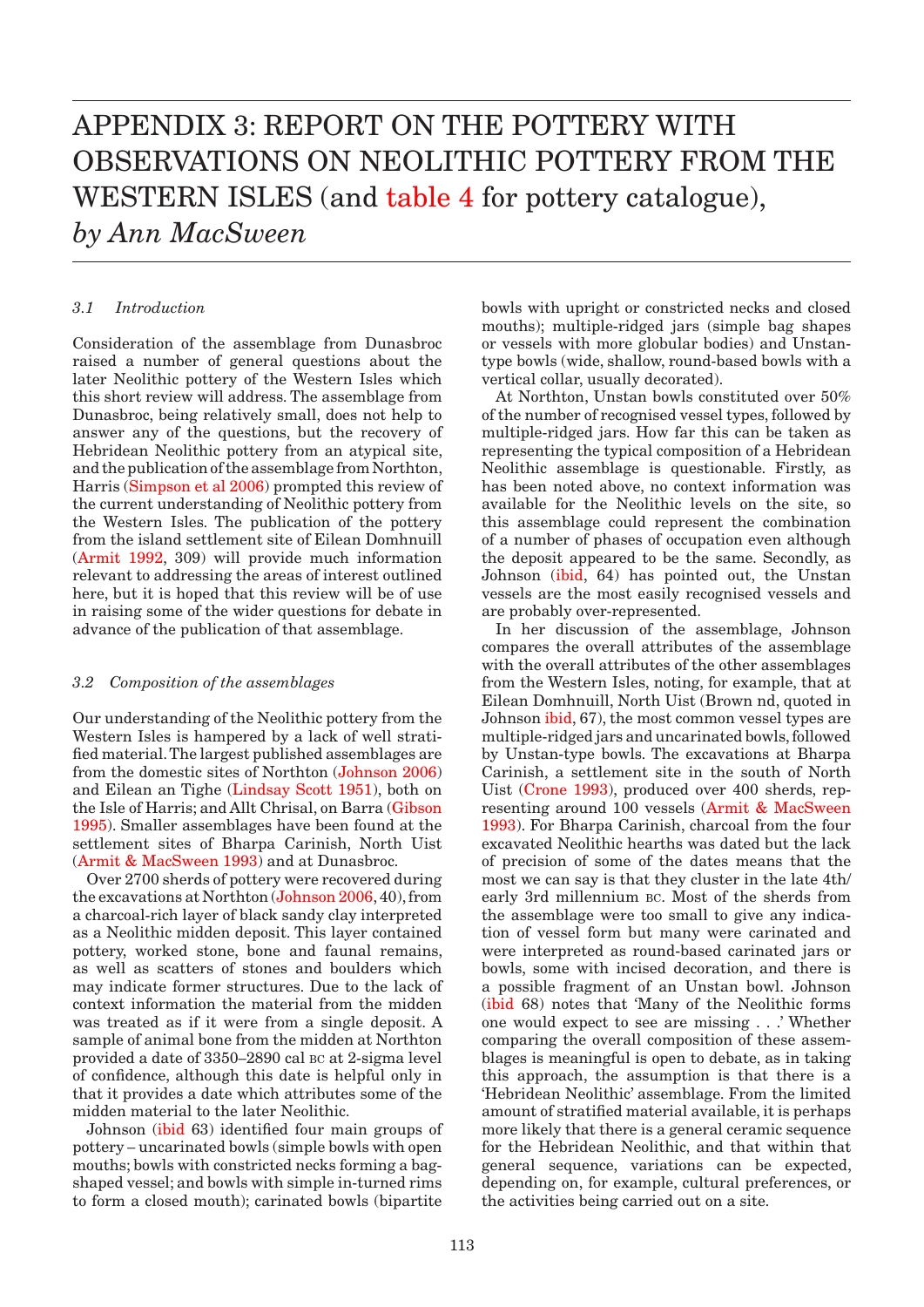# APPENDIX 3: REPORT ON THE POTTERY WITH OBSERVATIONS ON NEOLITHIC POTTERY FROM THE WESTERN ISLES (and table 4 for pottery catalogue), *by Ann MacSween*

### *3.1 Introduction*

Consideration of the assemblage from Dunasbroc raised a number of general questions about the later Neolithic pottery of the Western Isles which this short review will address. The assemblage from Dunasbroc, being relatively small, does not help to answer any of the questions, but the recovery of Hebridean Neolithic pottery from an atypical site, and the publication of the assemblage from Northton, Harris (Simpson et al 2006) prompted this review of the current understanding of Neolithic pottery from the Western Isles. The publication of the pottery from the island settlement site of Eilean Domhnuill (Armit 1992, 309) will provide much information relevant to addressing the areas of interest outlined here, but it is hoped that this review will be of use in raising some of the wider questions for debate in advance of the publication of that assemblage.

### *3.2 Composition of the assemblages*

Our understanding of the Neolithic pottery from the Western Isles is hampered by a lack of well stratified material. The largest published assemblages are from the domestic sites of Northton (Johnson 2006) and Eilean an Tighe (Lindsay Scott 1951), both on the Isle of Harris; and Allt Chrisal, on Barra (Gibson 1995). Smaller assemblages have been found at the settlement sites of Bharpa Carinish, North Uist (Armit & MacSween 1993) and at Dunasbroc.

Over 2700 sherds of pottery were recovered during the excavations at Northton (Johnson 2006, 40), from a charcoal-rich layer of black sandy clay interpreted as a Neolithic midden deposit. This layer contained pottery, worked stone, bone and faunal remains, as well as scatters of stones and boulders which may indicate former structures. Due to the lack of context information the material from the midden was treated as if it were from a single deposit. A sample of animal bone from the midden at Northton provided a date of 3350–2890 cal BC at 2-sigma level of confidence, although this date is helpful only in that it provides a date which attributes some of the midden material to the later Neolithic.

Johnson (ibid 63) identified four main groups of pottery – uncarinated bowls (simple bowls with open mouths; bowls with constricted necks forming a bag-shaped vessel; and bowls with simple in-turned rims to form a closed mouth); carinated bowls (bipartite bowls with upright or constricted necks and closed mouths); multiple-ridged jars (simple bag shapes or vessels with more globular bodies) and Unstan-type bowls (wide, shallow, round-based bowls with a vertical collar, usually decorated).

At Northton, Unstan bowls constituted over 50% of the number of recognised vessel types, followed by multiple-ridged jars. How far this can be taken as representing the typical composition of a Hebridean Neolithic assemblage is questionable. Firstly, as has been noted above, no context information was available for the Neolithic levels on the site, so this assemblage could represent the combination of a number of phases of occupation even although the deposit appeared to be the same. Secondly, as Johnson (ibid, 64) has pointed out, the Unstan vessels are the most easily recognised vessels and are probably over-represented.

In her discussion of the assemblage, Johnson compares the overall attributes of the assemblage with the overall attributes of the other assemblages from the Western Isles, noting, for example, that at Eilean Domhnuill, North Uist (Brown nd, quoted in Johnson ibid, 67), the most common vessel types are multiple-ridged jars and uncarinated bowls, followed by Unstan-type bowls. The excavations at Bharpa Carinish, a settlement site in the south of North Uist (Crone 1993), produced over 400 sherds, representing around 100 vessels (Armit & MacSween 1993). For Bharpa Carinish, charcoal from the four excavated Neolithic hearths was dated but the lack of precision of the dates means that the most we can say is that they cluster in the late 4th/early 3rd millennium BC. Most of the sherds from the assemblage were too small to give any indication of vessel form but many were carinated and were interpreted as round-based carinated jars or bowls, some with incised decoration, and there is a possible fragment of an Unstan bowl. Johnson (ibid 68) notes that 'Many of the Neolithic forms one would expect to see are missing . . .' Whether comparing the overall composition of these assemblages is meaningful is open to debate, as in taking this approach, the assumption is that there is a 'Hebridean Neolithic' assemblage. From the limited amount of stratified material available, it is perhaps more likely that there is a general ceramic sequence for the Hebridean Neolithic, and that within that general sequence, variations can be expected, depending on, for example, cultural preferences, or the activities being carried out on a site.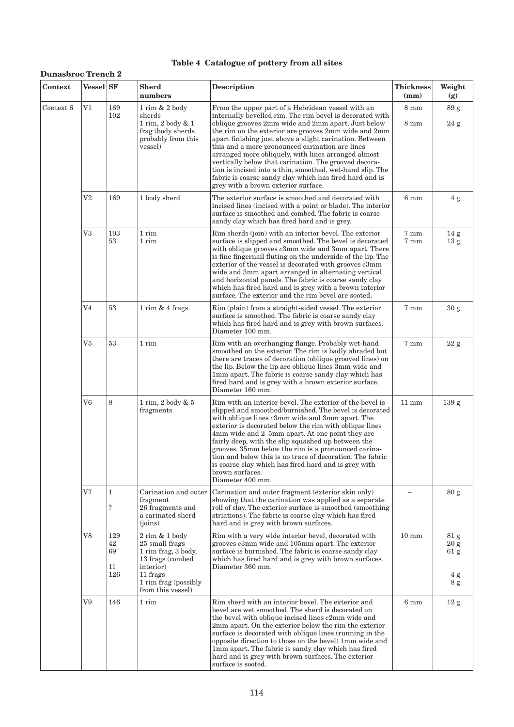## Table 4 Catalogue of pottery from all sites

### Dunasbroc Trench 2

| Context | Vessel | SF | Sherd numbers | Description | Thickness (mm) | Weight (g) |
|---|---|---|---|---|---|---|
| Context 6 | V1 | 169<br>102 | 1 rim & 2 body sherds<br>1 rim, 2 body & 1 frag (body sherds probably from this vessel) | From the upper part of a Hebridean vessel with an internally bevelled rim. The rim bevel is decorated with oblique grooves 2mm wide and 2mm apart. Just below the rim on the exterior are grooves 2mm wide and 2mm apart finishing just above a slight carination. Between this and a more pronounced carination are lines arranged more obliquely, with lines arranged almost vertically below that carination. The grooved decoration is incised into a thin, smoothed, wet-hand slip. The fabric is coarse sandy clay which has fired hard and is grey with a brown exterior surface. | 8 mm<br>8 mm | 89 g<br>24 g |
| | V2 | 169 | 1 body sherd | The exterior surface is smoothed and decorated with incised lines (incised with a point or blade). The interior surface is smoothed and combed. The fabric is coarse sandy clay which has fired hard and is grey. | 6 mm | 4 g |
| | V3 | 103<br>53 | 1 rim<br>1 rim | Rim sherds (join) with an interior bevel. The exterior surface is slipped and smoothed. The bevel is decorated with oblique grooves *c*3mm wide and 3mm apart. There is fine fingernail fluting on the underside of the lip. The exterior of the vessel is decorated with grooves *c*3mm wide and 3mm apart arranged in alternating vertical and horizontal panels. The fabric is coarse sandy clay which has fired hard and is grey with a brown interior surface. The exterior and the rim bevel are sooted. | 7 mm<br>7 mm | 14 g<br>13 g |
| | V4 | 53 | 1 rim & 4 frags | Rim (plain) from a straight-sided vessel. The exterior surface is smoothed. The fabric is coarse sandy clay which has fired hard and is grey with brown surfaces. Diameter 100 mm. | 7 mm | 30 g |
| | V5 | 53 | 1 rim | Rim with an overhanging flange. Probably wet-hand smoothed on the exterior. The rim is badly abraded but there are traces of decoration (oblique grooved lines) on the lip. Below the lip are oblique lines 3mm wide and 1mm apart. The fabric is coarse sandy clay which has fired hard and is grey with a brown exterior surface. Diameter 160 mm. | 7 mm | 22 g |
| | V6 | 8 | 1 rim, 2 body & 5 fragments | Rim with an interior bevel. The exterior of the bevel is slipped and smoothed/burnished. The bevel is decorated with oblique lines *c*3mm wide and 3mm apart. The exterior is decorated below the rim with oblique lines 4mm wide and 2–5mm apart. At one point they are fairly deep, with the slip squashed up between the grooves. 35mm below the rim is a pronounced carination and below this is no trace of decoration. The fabric is coarse clay which has fired hard and is grey with brown surfaces. Diameter 400 mm. | 11 mm | 139 g |
| | V7 | 1<br>? | Carination and outer fragment<br>26 fragments and a carinated sherd (joins) | Carination and outer fragment (exterior skin only) showing that the carination was applied as a separate roll of clay. The exterior surface is smoothed (smoothing striations). The fabric is coarse clay which has fired hard and is grey with brown surfaces. | – | 80 g |
| | V8 | 129<br>42<br>69<br>11<br>126 | 2 rim & 1 body<br>25 small frags<br>1 rim frag, 3 body, 13 frags (combed interior)<br>11 frags<br>1 rim frag (possibly from this vessel) | Rim with a very wide interior bevel, decorated with grooves *c*3mm wide and 105mm apart. The exterior surface is burnished. The fabric is coarse sandy clay which has fired hard and is grey with brown surfaces. Diameter 360 mm. | 10 mm | 81 g<br>20 g<br>61 g<br>4 g<br>8 g |
| | V9 | 146 | 1 rim | Rim sherd with an interior bevel. The exterior and bevel are wet smoothed. The sherd is decorated on the bevel with oblique incised lines *c*2mm wide and 2mm apart. On the exterior below the rim the exterior surface is decorated with oblique lines (running in the opposite direction to those on the bevel) 1mm wide and 1mm apart. The fabric is sandy clay which has fired hard and is grey with brown surfaces. The exterior surface is sooted. | 6 mm | 12 g |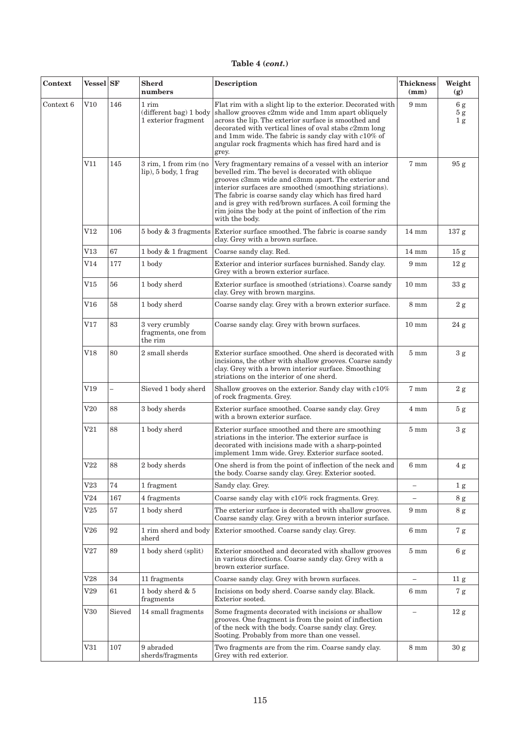**Table 4 (*cont.*)**

| Context | Vessel | SF | Sherd numbers | Description | Thickness (mm) | Weight (g) |
|---|---|---|---|---|---|---|
| Context 6 | V10 | 146 | 1 rim (different bag) 1 body 1 exterior fragment | Flat rim with a slight lip to the exterior. Decorated with shallow grooves c2mm wide and 1mm apart obliquely across the lip. The exterior surface is smoothed and decorated with vertical lines of oval stabs *c*2mm long and 1mm wide. The fabric is sandy clay with *c*10% of angular rock fragments which has fired hard and is grey. | 9 mm | 6 g 5 g 1 g |
| | V11 | 145 | 3 rim, 1 from rim (no lip), 5 body, 1 frag | Very fragmentary remains of a vessel with an interior bevelled rim. The bevel is decorated with oblique grooves c3mm wide and c3mm apart. The exterior and interior surfaces are smoothed (smoothing striations). The fabric is coarse sandy clay which has fired hard and is grey with red/brown surfaces. A coil forming the rim joins the body at the point of inflection of the rim with the body. | 7 mm | 95 g |
| | V12 | 106 | 5 body & 3 fragments | Exterior surface smoothed. The fabric is coarse sandy clay. Grey with a brown surface. | 14 mm | 137 g |
| | V13 | 67 | 1 body & 1 fragment | Coarse sandy clay. Red. | 14 mm | 15 g |
| | V14 | 177 | 1 body | Exterior and interior surfaces burnished. Sandy clay. Grey with a brown exterior surface. | 9 mm | 12 g |
| | V15 | 56 | 1 body sherd | Exterior surface is smoothed (striations). Coarse sandy clay. Grey with brown margins. | 10 mm | 33 g |
| | V16 | 58 | 1 body sherd | Coarse sandy clay. Grey with a brown exterior surface. | 8 mm | 2 g |
| | V17 | 83 | 3 very crumbly fragments, one from the rim | Coarse sandy clay. Grey with brown surfaces. | 10 mm | 24 g |
| | V18 | 80 | 2 small sherds | Exterior surface smoothed. One sherd is decorated with incisions, the other with shallow grooves. Coarse sandy clay. Grey with a brown interior surface. Smoothing striations on the interior of one sherd. | 5 mm | 3 g |
| | V19 | – | Sieved 1 body sherd | Shallow grooves on the exterior. Sandy clay with *c*10% of rock fragments. Grey. | 7 mm | 2 g |
| | V20 | 88 | 3 body sherds | Exterior surface smoothed. Coarse sandy clay. Grey with a brown exterior surface. | 4 mm | 5 g |
| | V21 | 88 | 1 body sherd | Exterior surface smoothed and there are smoothing striations in the interior. The exterior surface is decorated with incisions made with a sharp-pointed implement 1mm wide. Grey. Exterior surface sooted. | 5 mm | 3 g |
| | V22 | 88 | 2 body sherds | One sherd is from the point of inflection of the neck and the body. Coarse sandy clay. Grey. Exterior sooted. | 6 mm | 4 g |
| | V23 | 74 | 1 fragment | Sandy clay. Grey. | – | 1 g |
| | V24 | 167 | 4 fragments | Coarse sandy clay with c10% rock fragments. Grey. | – | 8 g |
| | V25 | 57 | 1 body sherd | The exterior surface is decorated with shallow grooves. Coarse sandy clay. Grey with a brown interior surface. | 9 mm | 8 g |
| | V26 | 92 | 1 rim sherd and body sherd | Exterior smoothed. Coarse sandy clay. Grey. | 6 mm | 7 g |
| | V27 | 89 | 1 body sherd (split) | Exterior smoothed and decorated with shallow grooves in various directions. Coarse sandy clay. Grey with a brown exterior surface. | 5 mm | 6 g |
| | V28 | 34 | 11 fragments | Coarse sandy clay. Grey with brown surfaces. | – | 11 g |
| | V29 | 61 | 1 body sherd & 5 fragments | Incisions on body sherd. Coarse sandy clay. Black. Exterior sooted. | 6 mm | 7 g |
| | V30 | Sieved | 14 small fragments | Some fragments decorated with incisions or shallow grooves. One fragment is from the point of inflection of the neck with the body. Coarse sandy clay. Grey. Sooting. Probably from more than one vessel. | – | 12 g |
| | V31 | 107 | 9 abraded sherds/fragments | Two fragments are from the rim. Coarse sandy clay. Grey with red exterior. | 8 mm | 30 g |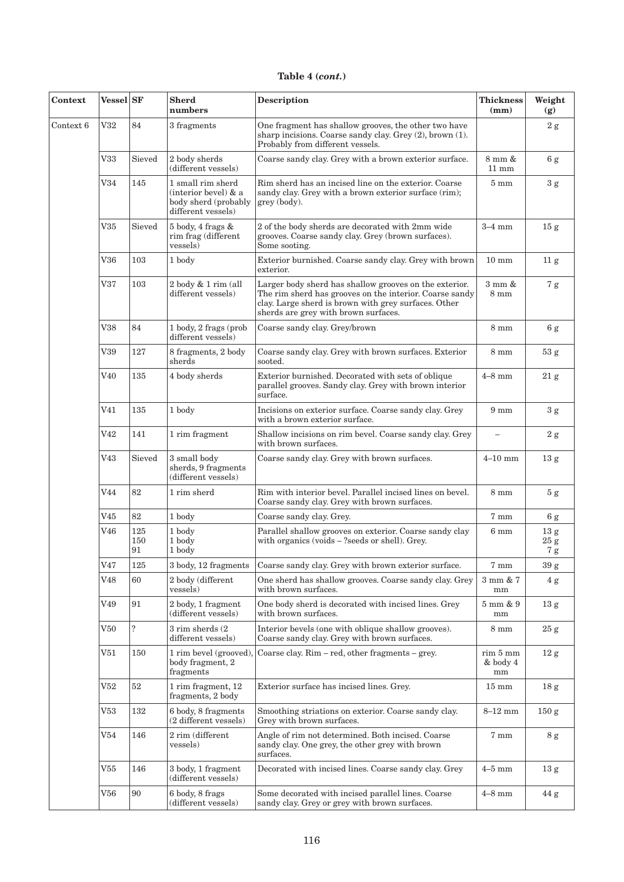**Table 4 (*cont.*)**

| Context | Vessel | SF | Sherd numbers | Description | Thickness (mm) | Weight (g) |
|---|---|---|---|---|---|---|
| Context 6 | V32 | 84 | 3 fragments | One fragment has shallow grooves, the other two have sharp incisions. Coarse sandy clay. Grey (2), brown (1). Probably from different vessels. | | 2 g |
| | V33 | Sieved | 2 body sherds (different vessels) | Coarse sandy clay. Grey with a brown exterior surface. | 8 mm & 11 mm | 6 g |
| | V34 | 145 | 1 small rim sherd (interior bevel) & a body sherd (probably different vessels) | Rim sherd has an incised line on the exterior. Coarse sandy clay. Grey with a brown exterior surface (rim); grey (body). | 5 mm | 3 g |
| | V35 | Sieved | 5 body, 4 frags & rim frag (different vessels) | 2 of the body sherds are decorated with 2mm wide grooves. Coarse sandy clay. Grey (brown surfaces). Some sooting. | 3–4 mm | 15 g |
| | V36 | 103 | 1 body | Exterior burnished. Coarse sandy clay. Grey with brown exterior. | 10 mm | 11 g |
| | V37 | 103 | 2 body & 1 rim (all different vessels) | Larger body sherd has shallow grooves on the exterior. The rim sherd has grooves on the interior. Coarse sandy clay. Large sherd is brown with grey surfaces. Other sherds are grey with brown surfaces. | 3 mm & 8 mm | 7 g |
| | V38 | 84 | 1 body, 2 frags (prob different vessels) | Coarse sandy clay. Grey/brown | 8 mm | 6 g |
| | V39 | 127 | 8 fragments, 2 body sherds | Coarse sandy clay. Grey with brown surfaces. Exterior sooted. | 8 mm | 53 g |
| | V40 | 135 | 4 body sherds | Exterior burnished. Decorated with sets of oblique parallel grooves. Sandy clay. Grey with brown interior surface. | 4–8 mm | 21 g |
| | V41 | 135 | 1 body | Incisions on exterior surface. Coarse sandy clay. Grey with a brown exterior surface. | 9 mm | 3 g |
| | V42 | 141 | 1 rim fragment | Shallow incisions on rim bevel. Coarse sandy clay. Grey with brown surfaces. | – | 2 g |
| | V43 | Sieved | 3 small body sherds, 9 fragments (different vessels) | Coarse sandy clay. Grey with brown surfaces. | 4–10 mm | 13 g |
| | V44 | 82 | 1 rim sherd | Rim with interior bevel. Parallel incised lines on bevel. Coarse sandy clay. Grey with brown surfaces. | 8 mm | 5 g |
| | V45 | 82 | 1 body | Coarse sandy clay. Grey. | 7 mm | 6 g |
| | V46 | 125<br>150<br>91 | 1 body<br>1 body<br>1 body | Parallel shallow grooves on exterior. Coarse sandy clay with organics (voids – ?seeds or shell). Grey. | 6 mm | 13 g<br>25 g<br>7 g |
| | V47 | 125 | 3 body, 12 fragments | Coarse sandy clay. Grey with brown exterior surface. | 7 mm | 39 g |
| | V48 | 60 | 2 body (different vessels) | One sherd has shallow grooves. Coarse sandy clay. Grey with brown surfaces. | 3 mm & 7 mm | 4 g |
| | V49 | 91 | 2 body, 1 fragment (different vessels) | One body sherd is decorated with incised lines. Grey with brown surfaces. | 5 mm & 9 mm | 13 g |
| | V50 | ? | 3 rim sherds (2 different vessels) | Interior bevels (one with oblique shallow grooves). Coarse sandy clay. Grey with brown surfaces. | 8 mm | 25 g |
| | V51 | 150 | 1 rim bevel (grooved), body fragment, 2 fragments | Coarse clay. Rim – red, other fragments – grey. | rim 5 mm & body 4 mm | 12 g |
| | V52 | 52 | 1 rim fragment, 12 fragments, 2 body | Exterior surface has incised lines. Grey. | 15 mm | 18 g |
| | V53 | 132 | 6 body, 8 fragments (2 different vessels) | Smoothing striations on exterior. Coarse sandy clay. Grey with brown surfaces. | 8–12 mm | 150 g |
| | V54 | 146 | 2 rim (different vessels) | Angle of rim not determined. Both incised. Coarse sandy clay. One grey, the other grey with brown surfaces. | 7 mm | 8 g |
| | V55 | 146 | 3 body, 1 fragment (different vessels) | Decorated with incised lines. Coarse sandy clay. Grey | 4–5 mm | 13 g |
| | V56 | 90 | 6 body, 8 frags (different vessels) | Some decorated with incised parallel lines. Coarse sandy clay. Grey or grey with brown surfaces. | 4–8 mm | 44 g |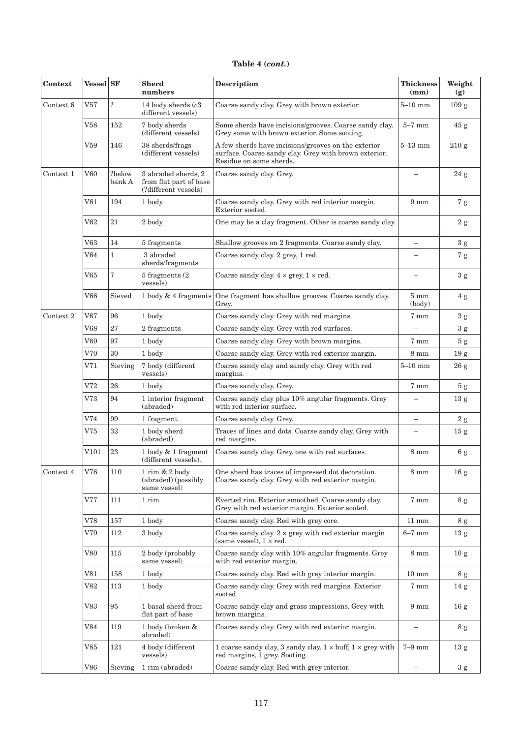**Table 4 (*cont.*)**

| Context | Vessel | SF | Sherd numbers | Description | Thickness (mm) | Weight (g) |
|---|---|---|---|---|---|---|
| Context 6 | V57 | ? | 14 body sherds (*c*3 different vessels) | Coarse sandy clay. Grey with brown exterior. | 5–10 mm | 109 g |
| | V58 | 152 | 7 body sherds (different vessels) | Some sherds have incisions/grooves. Coarse sandy clay. Grey some with brown exterior. Some sooting. | 5–7 mm | 45 g |
| | V59 | 146 | 38 sherds/frags (different vessels) | A few sherds have incisions/grooves on the exterior surface. Coarse sandy clay. Grey with brown exterior. Residue on some sherds. | 5–13 mm | 210 g |
| Context 1 | V60 | ?below bank A | 3 abraded sherds, 2 from flat part of base (?different vessels) | Coarse sandy clay. Grey. | – | 24 g |
| | V61 | 194 | 1 body | Coarse sandy clay. Grey with red interior margin. Exterior sooted. | 9 mm | 7 g |
| | V62 | 21 | 2 body | One may be a clay fragment. Other is coarse sandy clay. | | 2 g |
| | V63 | 14 | 5 fragments | Shallow grooves on 2 fragments. Coarse sandy clay. | – | 3 g |
| | V64 | 1 | 3 abraded sherds/fragments | Coarse sandy clay. 2 grey, 1 red. | – | 7 g |
| | V65 | 7 | 5 fragments (2 vessels) | Coarse sandy clay. 4 × grey, 1 × red. | – | 3 g |
| | V66 | Sieved | 1 body & 4 fragments | One fragment has shallow grooves. Coarse sandy clay. Grey. | 5 mm (body) | 4 g |
| Context 2 | V67 | 96 | 1 body | Coarse sandy clay. Grey with red margins. | 7 mm | 3 g |
| | V68 | 27 | 2 fragments | Coarse sandy clay. Grey with red surfaces. | – | 3 g |
| | V69 | 97 | 1 body | Coarse sandy clay. Grey with brown margins. | 7 mm | 5 g |
| | V70 | 30 | 1 body | Coarse sandy clay. Grey with red exterior margin. | 8 mm | 19 g |
| | V71 | Sieving | 7 body (different vessels) | Coarse sandy clay and sandy clay. Grey with red margins. | 5–10 mm | 26 g |
| | V72 | 26 | 1 body | Coarse sandy clay. Grey. | 7 mm | 5 g |
| | V73 | 94 | 1 interior fragment (abraded) | Coarse sandy clay plus 10% angular fragments. Grey with red interior surface. | – | 13 g |
| | V74 | 99 | 1 fragment | Coarse sandy clay. Grey. | – | 2 g |
| | V75 | 32 | 1 body sherd (abraded) | Traces of lines and dots. Coarse sandy clay. Grey with red margins. | – | 15 g |
| | V101 | 23 | 1 body & 1 fragment (different vessels). | Coarse sandy clay. Grey, one with red surfaces. | 8 mm | 6 g |
| Context 4 | V76 | 110 | 1 rim & 2 body (abraded) (possibly same vessel) | One sherd has traces of impressed dot decoration. Coarse sandy clay. Grey with red exterior margin. | 8 mm | 16 g |
| | V77 | 111 | 1 rim | Everted rim. Exterior smoothed. Coarse sandy clay. Grey with red exterior margin. Exterior sooted. | 7 mm | 8 g |
| | V78 | 157 | 1 body | Coarse sandy clay. Red with grey core. | 11 mm | 8 g |
| | V79 | 112 | 3 body | Coarse sandy clay. 2 × grey with red exterior margin (same vessel), 1 × red. | 6–7 mm | 13 g |
| | V80 | 115 | 2 body (probably same vessel) | Coarse sandy clay with 10% angular fragments. Grey with red exterior margin. | 8 mm | 10 g |
| | V81 | 158 | 1 body | Coarse sandy clay. Red with grey interior margin. | 10 mm | 8 g |
| | V82 | 113 | 1 body | Coarse sandy clay. Grey with red margins. Exterior sooted. | 7 mm | 14 g |
| | V83 | 95 | 1 basal sherd from flat part of base | Coarse sandy clay and grass impressions. Grey with brown margins. | 9 mm | 16 g |
| | V84 | 119 | 1 body (broken & abraded) | Coarse sandy clay. Grey with red exterior margin. | – | 8 g |
| | V85 | 121 | 4 body (different vessels) | 1 coarse sandy clay, 3 sandy clay. 1 × buff, 1 × grey with red margins, 1 grey. Sooting. | 7–9 mm | 13 g |
| | V86 | Sieving | 1 rim (abraded) | Coarse sandy clay. Red with grey interior. | – | 3 g |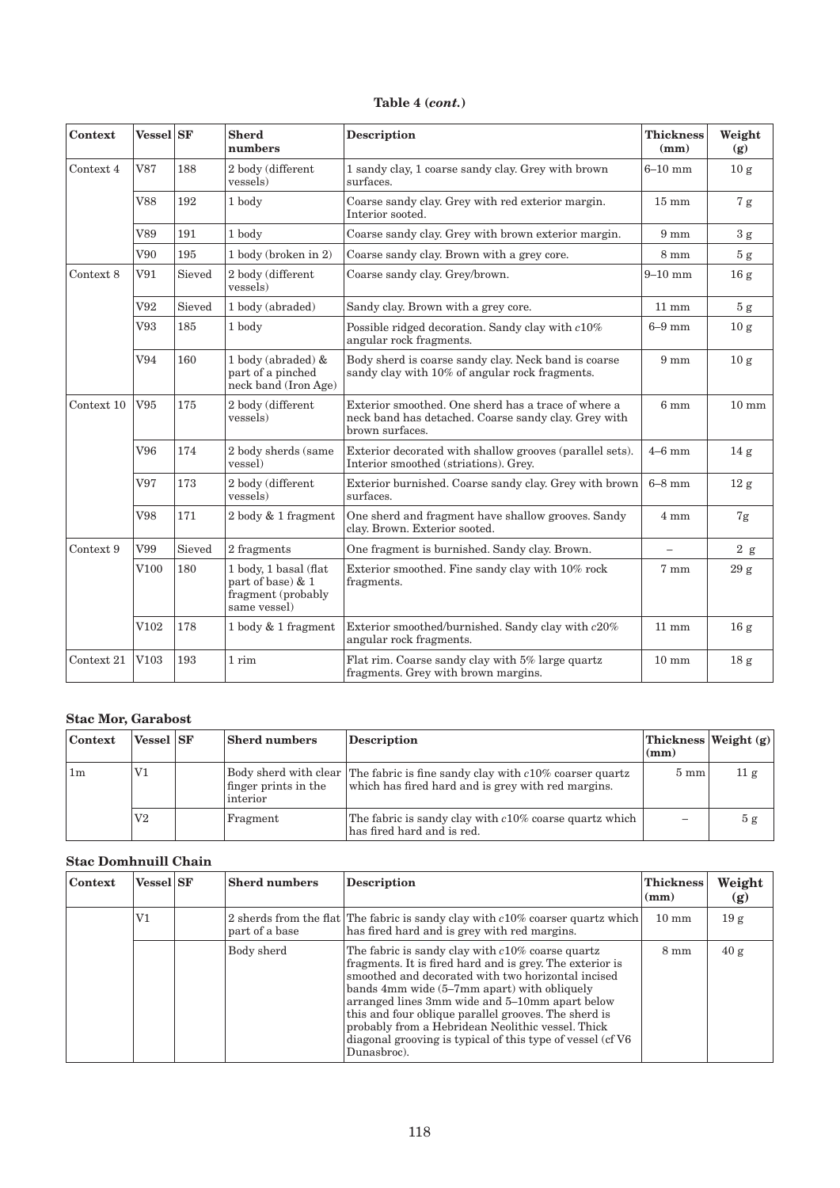**Table 4 (*cont.*)**

| Context | Vessel | SF | Sherd numbers | Description | Thickness (mm) | Weight (g) |
|---|---|---|---|---|---|---|
| Context 4 | V87 | 188 | 2 body (different vessels) | 1 sandy clay, 1 coarse sandy clay. Grey with brown surfaces. | 6–10 mm | 10 g |
| | V88 | 192 | 1 body | Coarse sandy clay. Grey with red exterior margin. Interior sooted. | 15 mm | 7 g |
| | V89 | 191 | 1 body | Coarse sandy clay. Grey with brown exterior margin. | 9 mm | 3 g |
| | V90 | 195 | 1 body (broken in 2) | Coarse sandy clay. Brown with a grey core. | 8 mm | 5 g |
| Context 8 | V91 | Sieved | 2 body (different vessels) | Coarse sandy clay. Grey/brown. | 9–10 mm | 16 g |
| | V92 | Sieved | 1 body (abraded) | Sandy clay. Brown with a grey core. | 11 mm | 5 g |
| | V93 | 185 | 1 body | Possible ridged decoration. Sandy clay with *c*10% angular rock fragments. | 6–9 mm | 10 g |
| | V94 | 160 | 1 body (abraded) & part of a pinched neck band (Iron Age) | Body sherd is coarse sandy clay. Neck band is coarse sandy clay with 10% of angular rock fragments. | 9 mm | 10 g |
| Context 10 | V95 | 175 | 2 body (different vessels) | Exterior smoothed. One sherd has a trace of where a neck band has detached. Coarse sandy clay. Grey with brown surfaces. | 6 mm | 10 mm |
| | V96 | 174 | 2 body sherds (same vessel) | Exterior decorated with shallow grooves (parallel sets). Interior smoothed (striations). Grey. | 4–6 mm | 14 g |
| | V97 | 173 | 2 body (different vessels) | Exterior burnished. Coarse sandy clay. Grey with brown surfaces. | 6–8 mm | 12 g |
| | V98 | 171 | 2 body & 1 fragment | One sherd and fragment have shallow grooves. Sandy clay. Brown. Exterior sooted. | 4 mm | 7g |
| Context 9 | V99 | Sieved | 2 fragments | One fragment is burnished. Sandy clay. Brown. | – | 2 g |
| | V100 | 180 | 1 body, 1 basal (flat part of base) & 1 fragment (probably same vessel) | Exterior smoothed. Fine sandy clay with 10% rock fragments. | 7 mm | 29 g |
| | V102 | 178 | 1 body & 1 fragment | Exterior smoothed/burnished. Sandy clay with *c*20% angular rock fragments. | 11 mm | 16 g |
| Context 21 | V103 | 193 | 1 rim | Flat rim. Coarse sandy clay with 5% large quartz fragments. Grey with brown margins. | 10 mm | 18 g |

### Stac Mor, Garabost

| Context | Vessel | SF | Sherd numbers | Description | Thickness (mm) | Weight (g) |
|---|---|---|---|---|---|---|
| 1m | V1 | | Body sherd with clear finger prints in the interior | The fabric is fine sandy clay with *c*10% coarser quartz which has fired hard and is grey with red margins. | 5 mm | 11 g |
| | V2 | | Fragment | The fabric is sandy clay with *c*10% coarse quartz which has fired hard and is red. | – | 5 g |

### Stac Domhnuill Chain

| Context | Vessel | SF | Sherd numbers | Description | Thickness (mm) | Weight (g) |
|---|---|---|---|---|---|---|
| | V1 | | 2 sherds from the flat part of a base | The fabric is sandy clay with *c*10% coarser quartz which has fired hard and is grey with red margins. | 10 mm | 19 g |
| | | | Body sherd | The fabric is sandy clay with *c*10% coarse quartz fragments. It is fired hard and is grey. The exterior is smoothed and decorated with two horizontal incised bands 4mm wide (5–7mm apart) with obliquely arranged lines 3mm wide and 5–10mm apart below this and four oblique parallel grooves. The sherd is probably from a Hebridean Neolithic vessel. Thick diagonal grooving is typical of this type of vessel (cf V6 Dunasbroc). | 8 mm | 40 g |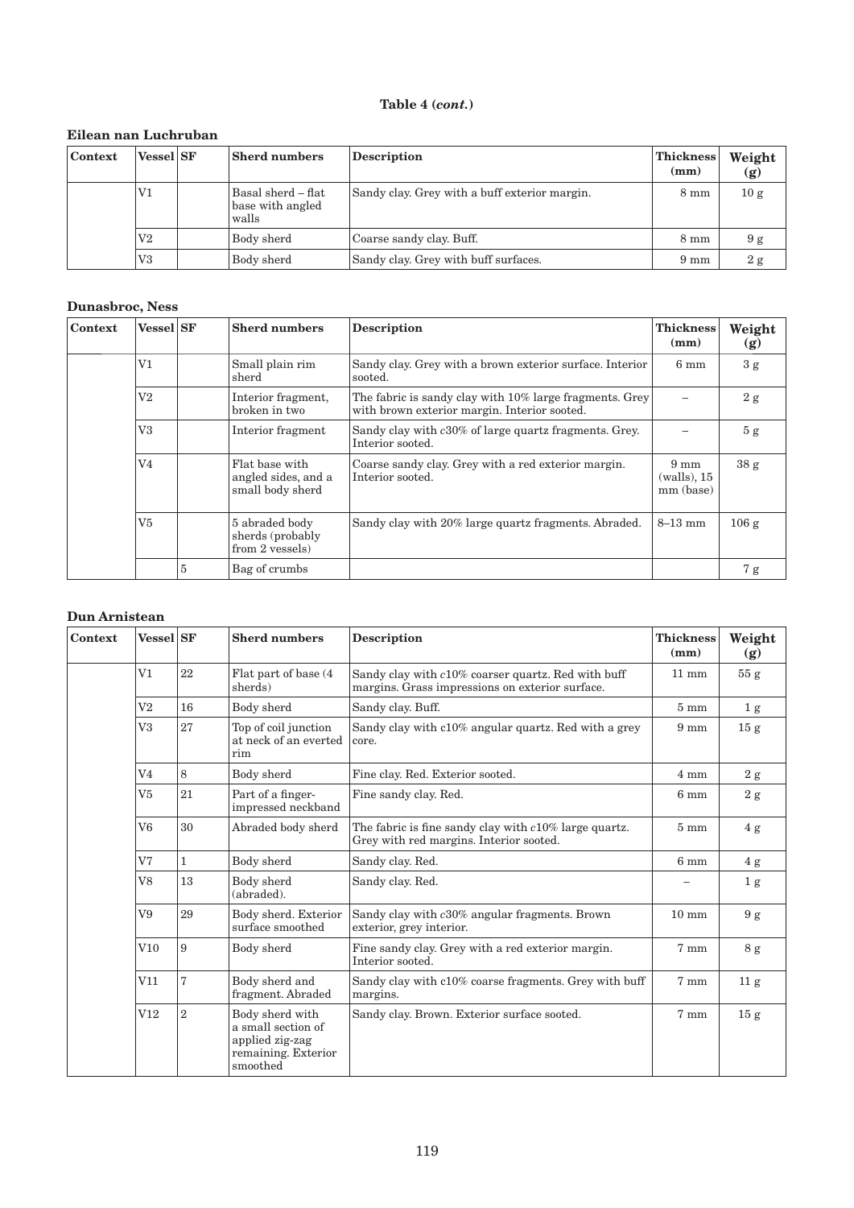**Table 4 (*cont.*)**

**Eilean nan Luchruban**

| Context | Vessel | SF | Sherd numbers | Description | Thickness (mm) | Weight (g) |
|---|---|---|---|---|---|---|
| | V1 | | Basal sherd – flat base with angled walls | Sandy clay. Grey with a buff exterior margin. | 8 mm | 10 g |
| | V2 | | Body sherd | Coarse sandy clay. Buff. | 8 mm | 9 g |
| | V3 | | Body sherd | Sandy clay. Grey with buff surfaces. | 9 mm | 2 g |

**Dunasbroc, Ness**

| Context | Vessel | SF | Sherd numbers | Description | Thickness (mm) | Weight (g) |
|---|---|---|---|---|---|---|
| | V1 | | Small plain rim sherd | Sandy clay. Grey with a brown exterior surface. Interior sooted. | 6 mm | 3 g |
| | V2 | | Interior fragment, broken in two | The fabric is sandy clay with 10% large fragments. Grey with brown exterior margin. Interior sooted. | – | 2 g |
| | V3 | | Interior fragment | Sandy clay with *c*30% of large quartz fragments. Grey. Interior sooted. | – | 5 g |
| | V4 | | Flat base with angled sides, and a small body sherd | Coarse sandy clay. Grey with a red exterior margin. Interior sooted. | 9 mm (walls), 15 mm (base) | 38 g |
| | V5 | | 5 abraded body sherds (probably from 2 vessels) | Sandy clay with 20% large quartz fragments. Abraded. | 8–13 mm | 106 g |
| | | 5 | Bag of crumbs | | | 7 g |

**Dun Arnistean**

| Context | Vessel | SF | Sherd numbers | Description | Thickness (mm) | Weight (g) |
|---|---|---|---|---|---|---|
| | V1 | 22 | Flat part of base (4 sherds) | Sandy clay with *c*10% coarser quartz. Red with buff margins. Grass impressions on exterior surface. | 11 mm | 55 g |
| | V2 | 16 | Body sherd | Sandy clay. Buff. | 5 mm | 1 g |
| | V3 | 27 | Top of coil junction at neck of an everted rim | Sandy clay with c10% angular quartz. Red with a grey core. | 9 mm | 15 g |
| | V4 | 8 | Body sherd | Fine clay. Red. Exterior sooted. | 4 mm | 2 g |
| | V5 | 21 | Part of a finger-impressed neckband | Fine sandy clay. Red. | 6 mm | 2 g |
| | V6 | 30 | Abraded body sherd | The fabric is fine sandy clay with *c*10% large quartz. Grey with red margins. Interior sooted. | 5 mm | 4 g |
| | V7 | 1 | Body sherd | Sandy clay. Red. | 6 mm | 4 g |
| | V8 | 13 | Body sherd (abraded). | Sandy clay. Red. | – | 1 g |
| | V9 | 29 | Body sherd. Exterior surface smoothed | Sandy clay with *c*30% angular fragments. Brown exterior, grey interior. | 10 mm | 9 g |
| | V10 | 9 | Body sherd | Fine sandy clay. Grey with a red exterior margin. Interior sooted. | 7 mm | 8 g |
| | V11 | 7 | Body sherd and fragment. Abraded | Sandy clay with c10% coarse fragments. Grey with buff margins. | 7 mm | 11 g |
| | V12 | 2 | Body sherd with a small section of applied zig-zag remaining. Exterior smoothed | Sandy clay. Brown. Exterior surface sooted. | 7 mm | 15 g |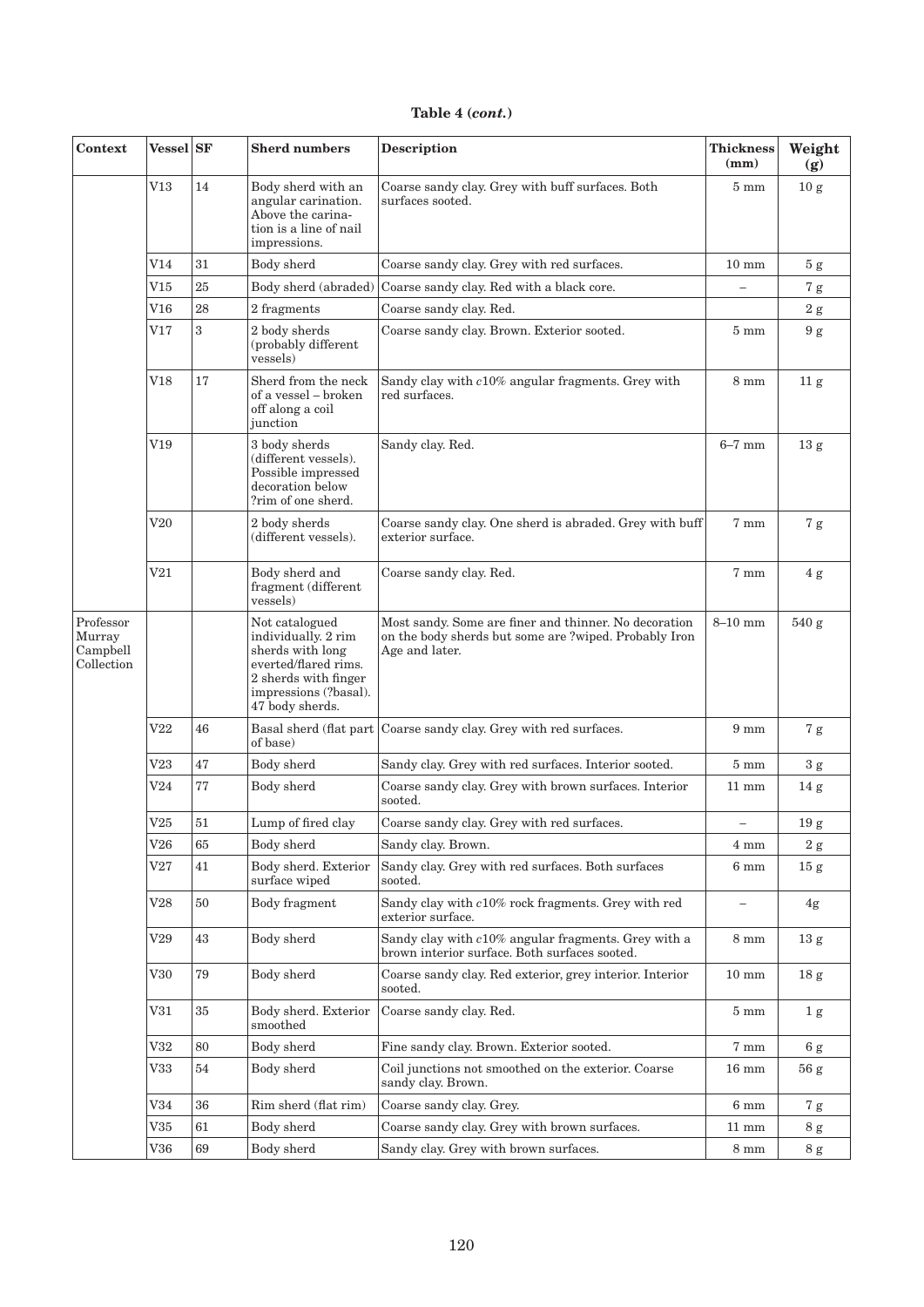**Table 4 (*cont.*)**

| Context | Vessel | SF | Sherd numbers | Description | Thickness (mm) | Weight (g) |
|---|---|---|---|---|---|---|
| | V13 | 14 | Body sherd with an angular carination. Above the carination is a line of nail impressions. | Coarse sandy clay. Grey with buff surfaces. Both surfaces sooted. | 5 mm | 10 g |
| | V14 | 31 | Body sherd | Coarse sandy clay. Grey with red surfaces. | 10 mm | 5 g |
| | V15 | 25 | Body sherd (abraded) | Coarse sandy clay. Red with a black core. | – | 7 g |
| | V16 | 28 | 2 fragments | Coarse sandy clay. Red. | | 2 g |
| | V17 | 3 | 2 body sherds (probably different vessels) | Coarse sandy clay. Brown. Exterior sooted. | 5 mm | 9 g |
| | V18 | 17 | Sherd from the neck of a vessel – broken off along a coil junction | Sandy clay with *c*10% angular fragments. Grey with red surfaces. | 8 mm | 11 g |
| | V19 | | 3 body sherds (different vessels). Possible impressed decoration below ?rim of one sherd. | Sandy clay. Red. | 6–7 mm | 13 g |
| | V20 | | 2 body sherds (different vessels). | Coarse sandy clay. One sherd is abraded. Grey with buff exterior surface. | 7 mm | 7 g |
| | V21 | | Body sherd and fragment (different vessels) | Coarse sandy clay. Red. | 7 mm | 4 g |
| Professor Murray Campbell Collection | | | Not catalogued individually. 2 rim sherds with long everted/flared rims. 2 sherds with finger impressions (?basal). 47 body sherds. | Most sandy. Some are finer and thinner. No decoration on the body sherds but some are ?wiped. Probably Iron Age and later. | 8–10 mm | 540 g |
| | V22 | 46 | Basal sherd (flat part of base) | Coarse sandy clay. Grey with red surfaces. | 9 mm | 7 g |
| | V23 | 47 | Body sherd | Sandy clay. Grey with red surfaces. Interior sooted. | 5 mm | 3 g |
| | V24 | 77 | Body sherd | Coarse sandy clay. Grey with brown surfaces. Interior sooted. | 11 mm | 14 g |
| | V25 | 51 | Lump of fired clay | Coarse sandy clay. Grey with red surfaces. | – | 19 g |
| | V26 | 65 | Body sherd | Sandy clay. Brown. | 4 mm | 2 g |
| | V27 | 41 | Body sherd. Exterior surface wiped | Sandy clay. Grey with red surfaces. Both surfaces sooted. | 6 mm | 15 g |
| | V28 | 50 | Body fragment | Sandy clay with *c*10% rock fragments. Grey with red exterior surface. | – | 4g |
| | V29 | 43 | Body sherd | Sandy clay with *c*10% angular fragments. Grey with a brown interior surface. Both surfaces sooted. | 8 mm | 13 g |
| | V30 | 79 | Body sherd | Coarse sandy clay. Red exterior, grey interior. Interior sooted. | 10 mm | 18 g |
| | V31 | 35 | Body sherd. Exterior smoothed | Coarse sandy clay. Red. | 5 mm | 1 g |
| | V32 | 80 | Body sherd | Fine sandy clay. Brown. Exterior sooted. | 7 mm | 6 g |
| | V33 | 54 | Body sherd | Coil junctions not smoothed on the exterior. Coarse sandy clay. Brown. | 16 mm | 56 g |
| | V34 | 36 | Rim sherd (flat rim) | Coarse sandy clay. Grey. | 6 mm | 7 g |
| | V35 | 61 | Body sherd | Coarse sandy clay. Grey with brown surfaces. | 11 mm | 8 g |
| | V36 | 69 | Body sherd | Sandy clay. Grey with brown surfaces. | 8 mm | 8 g |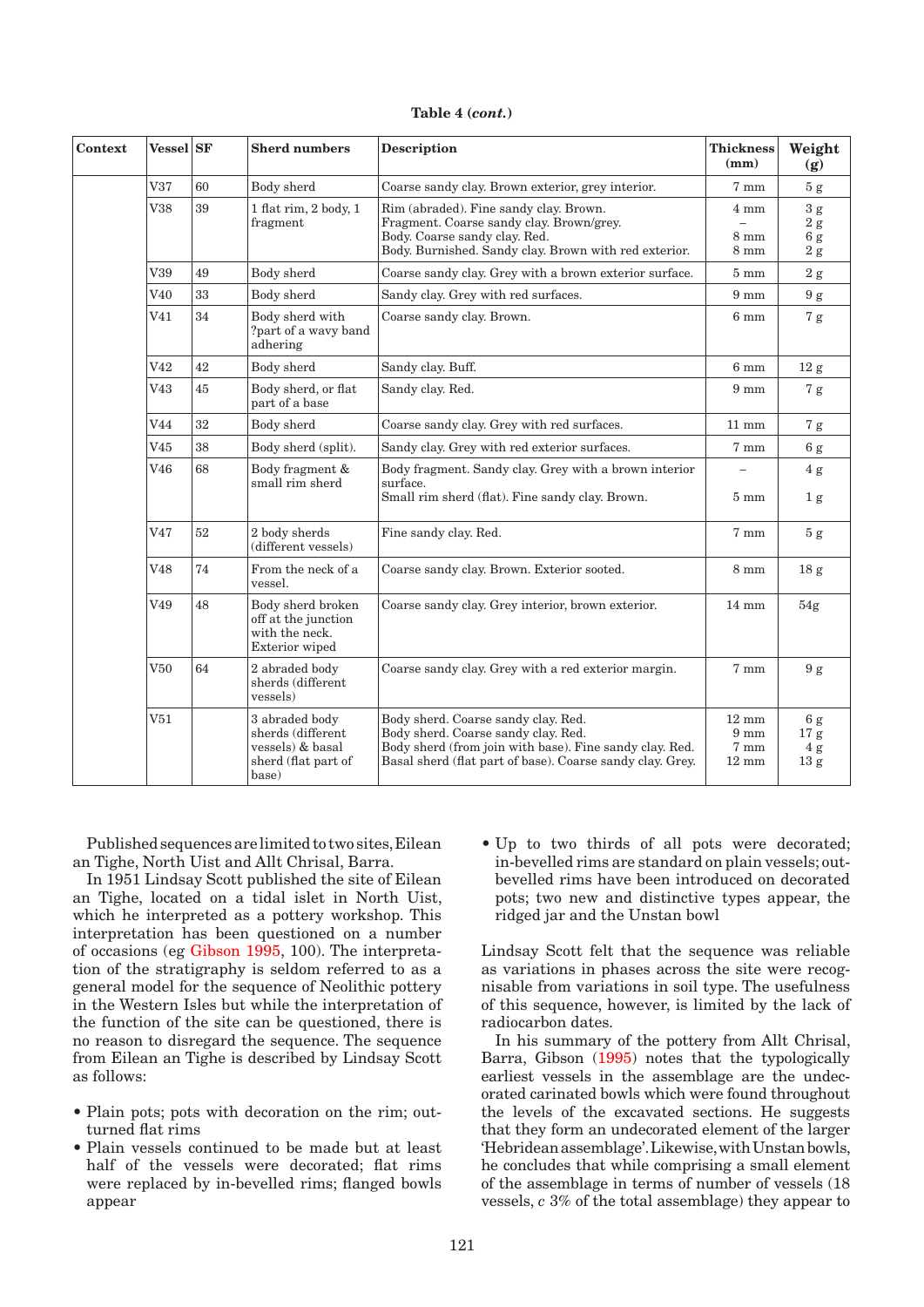**Table 4 (*cont.*)**

| Context | Vessel | SF | Sherd numbers | Description | Thickness (mm) | Weight (g) |
|---|---|---|---|---|---|---|
| | V37 | 60 | Body sherd | Coarse sandy clay. Brown exterior, grey interior. | 7 mm | 5 g |
| | V38 | 39 | 1 flat rim, 2 body, 1 fragment | Rim (abraded). Fine sandy clay. Brown.<br>Fragment. Coarse sandy clay. Brown/grey.<br>Body. Coarse sandy clay. Red.<br>Body. Burnished. Sandy clay. Brown with red exterior. | 4 mm<br>–<br>8 mm<br>8 mm | 3 g<br>2 g<br>6 g<br>2 g |
| | V39 | 49 | Body sherd | Coarse sandy clay. Grey with a brown exterior surface. | 5 mm | 2 g |
| | V40 | 33 | Body sherd | Sandy clay. Grey with red surfaces. | 9 mm | 9 g |
| | V41 | 34 | Body sherd with ?part of a wavy band adhering | Coarse sandy clay. Brown. | 6 mm | 7 g |
| | V42 | 42 | Body sherd | Sandy clay. Buff. | 6 mm | 12 g |
| | V43 | 45 | Body sherd, or flat part of a base | Sandy clay. Red. | 9 mm | 7 g |
| | V44 | 32 | Body sherd | Coarse sandy clay. Grey with red surfaces. | 11 mm | 7 g |
| | V45 | 38 | Body sherd (split). | Sandy clay. Grey with red exterior surfaces. | 7 mm | 6 g |
| | V46 | 68 | Body fragment & small rim sherd | Body fragment. Sandy clay. Grey with a brown interior surface.<br>Small rim sherd (flat). Fine sandy clay. Brown. | –<br>5 mm | 4 g<br>1 g |
| | V47 | 52 | 2 body sherds (different vessels) | Fine sandy clay. Red. | 7 mm | 5 g |
| | V48 | 74 | From the neck of a vessel. | Coarse sandy clay. Brown. Exterior sooted. | 8 mm | 18 g |
| | V49 | 48 | Body sherd broken off at the junction with the neck. Exterior wiped | Coarse sandy clay. Grey interior, brown exterior. | 14 mm | 54g |
| | V50 | 64 | 2 abraded body sherds (different vessels) | Coarse sandy clay. Grey with a red exterior margin. | 7 mm | 9 g |
| | V51 | | 3 abraded body sherds (different vessels) & basal sherd (flat part of base) | Body sherd. Coarse sandy clay. Red.<br>Body sherd. Coarse sandy clay. Red.<br>Body sherd (from join with base). Fine sandy clay. Red.<br>Basal sherd (flat part of base). Coarse sandy clay. Grey. | 12 mm<br>9 mm<br>7 mm<br>12 mm | 6 g<br>17 g<br>4 g<br>13 g |

Published sequences are limited to two sites, Eilean an Tighe, North Uist and Allt Chrisal, Barra.

In 1951 Lindsay Scott published the site of Eilean an Tighe, located on a tidal islet in North Uist, which he interpreted as a pottery workshop. This interpretation has been questioned on a number of occasions (eg Gibson 1995, 100). The interpretation of the stratigraphy is seldom referred to as a general model for the sequence of Neolithic pottery in the Western Isles but while the interpretation of the function of the site can be questioned, there is no reason to disregard the sequence. The sequence from Eilean an Tighe is described by Lindsay Scott as follows:

- Plain pots; pots with decoration on the rim; out-turned flat rims
- Plain vessels continued to be made but at least half of the vessels were decorated; flat rims were replaced by in-bevelled rims; flanged bowls appear
- Up to two thirds of all pots were decorated; in-bevelled rims are standard on plain vessels; out-bevelled rims have been introduced on decorated pots; two new and distinctive types appear, the ridged jar and the Unstan bowl

Lindsay Scott felt that the sequence was reliable as variations in phases across the site were recognisable from variations in soil type. The usefulness of this sequence, however, is limited by the lack of radiocarbon dates.

In his summary of the pottery from Allt Chrisal, Barra, Gibson (1995) notes that the typologically earliest vessels in the assemblage are the undecorated carinated bowls which were found throughout the levels of the excavated sections. He suggests that they form an undecorated element of the larger 'Hebridean assemblage'. Likewise, with Unstan bowls, he concludes that while comprising a small element of the assemblage in terms of number of vessels (18 vessels, *c* 3% of the total assemblage) they appear to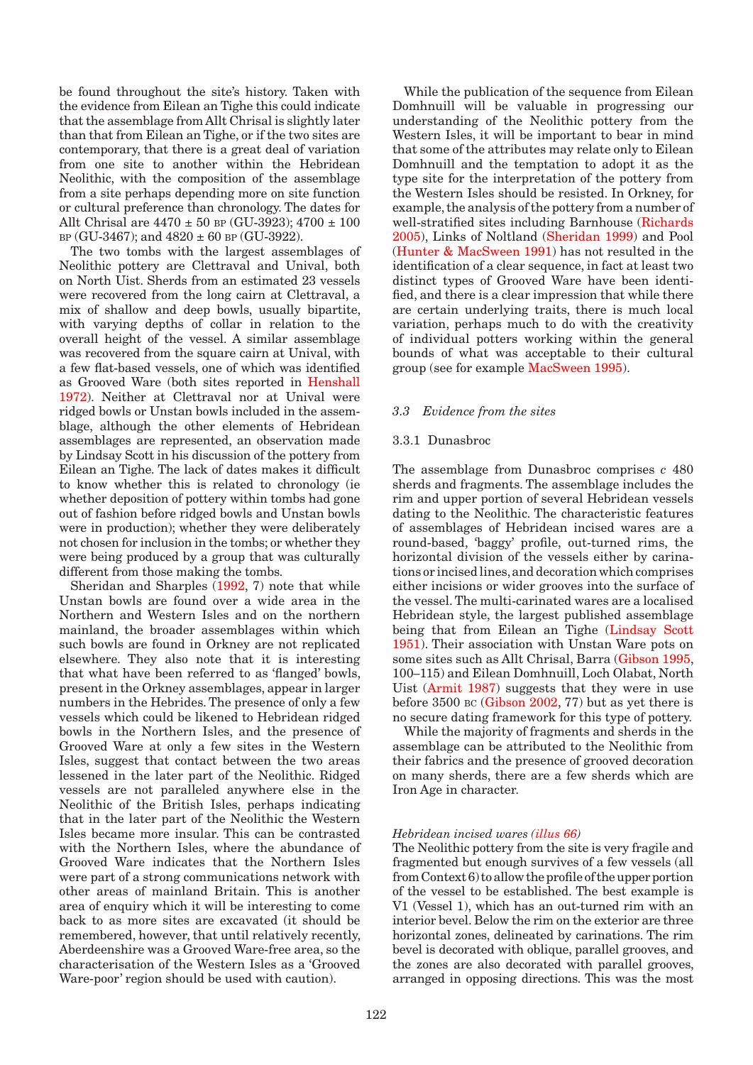be found throughout the site's history. Taken with the evidence from Eilean an Tighe this could indicate that the assemblage from Allt Chrisal is slightly later than that from Eilean an Tighe, or if the two sites are contemporary, that there is a great deal of variation from one site to another within the Hebridean Neolithic, with the composition of the assemblage from a site perhaps depending more on site function or cultural preference than chronology. The dates for Allt Chrisal are 4470 ± 50 BP (GU-3923); 4700 ± 100 BP (GU-3467); and 4820 ± 60 BP (GU-3922).

The two tombs with the largest assemblages of Neolithic pottery are Clettraval and Unival, both on North Uist. Sherds from an estimated 23 vessels were recovered from the long cairn at Clettraval, a mix of shallow and deep bowls, usually bipartite, with varying depths of collar in relation to the overall height of the vessel. A similar assemblage was recovered from the square cairn at Unival, with a few flat-based vessels, one of which was identified as Grooved Ware (both sites reported in Henshall 1972). Neither at Clettraval nor at Unival were ridged bowls or Unstan bowls included in the assemblage, although the other elements of Hebridean assemblages are represented, an observation made by Lindsay Scott in his discussion of the pottery from Eilean an Tighe. The lack of dates makes it difficult to know whether this is related to chronology (ie whether deposition of pottery within tombs had gone out of fashion before ridged bowls and Unstan bowls were in production); whether they were deliberately not chosen for inclusion in the tombs; or whether they were being produced by a group that was culturally different from those making the tombs.

Sheridan and Sharples (1992, 7) note that while Unstan bowls are found over a wide area in the Northern and Western Isles and on the northern mainland, the broader assemblages within which such bowls are found in Orkney are not replicated elsewhere. They also note that it is interesting that what have been referred to as 'flanged' bowls, present in the Orkney assemblages, appear in larger numbers in the Hebrides. The presence of only a few vessels which could be likened to Hebridean ridged bowls in the Northern Isles, and the presence of Grooved Ware at only a few sites in the Western Isles, suggest that contact between the two areas lessened in the later part of the Neolithic. Ridged vessels are not paralleled anywhere else in the Neolithic of the British Isles, perhaps indicating that in the later part of the Neolithic the Western Isles became more insular. This can be contrasted with the Northern Isles, where the abundance of Grooved Ware indicates that the Northern Isles were part of a strong communications network with other areas of mainland Britain. This is another area of enquiry which it will be interesting to come back to as more sites are excavated (it should be remembered, however, that until relatively recently, Aberdeenshire was a Grooved Ware-free area, so the characterisation of the Western Isles as a 'Grooved Ware-poor' region should be used with caution).

While the publication of the sequence from Eilean Domhnuill will be valuable in progressing our understanding of the Neolithic pottery from the Western Isles, it will be important to bear in mind that some of the attributes may relate only to Eilean Domhnuill and the temptation to adopt it as the type site for the interpretation of the pottery from the Western Isles should be resisted. In Orkney, for example, the analysis of the pottery from a number of well-stratified sites including Barnhouse (Richards 2005), Links of Noltland (Sheridan 1999) and Pool (Hunter & MacSween 1991) has not resulted in the identification of a clear sequence, in fact at least two distinct types of Grooved Ware have been identified, and there is a clear impression that while there are certain underlying traits, there is much local variation, perhaps much to do with the creativity of individual potters working within the general bounds of what was acceptable to their cultural group (see for example MacSween 1995).

### *3.3 Evidence from the sites*

#### 3.3.1 Dunasbroc

The assemblage from Dunasbroc comprises *c* 480 sherds and fragments. The assemblage includes the rim and upper portion of several Hebridean vessels dating to the Neolithic. The characteristic features of assemblages of Hebridean incised wares are a round-based, 'baggy' profile, out-turned rims, the horizontal division of the vessels either by carinations or incised lines, and decoration which comprises either incisions or wider grooves into the surface of the vessel. The multi-carinated wares are a localised Hebridean style, the largest published assemblage being that from Eilean an Tighe (Lindsay Scott 1951). Their association with Unstan Ware pots on some sites such as Allt Chrisal, Barra (Gibson 1995, 100–115) and Eilean Domhnuill, Loch Olabat, North Uist (Armit 1987) suggests that they were in use before 3500 BC (Gibson 2002, 77) but as yet there is no secure dating framework for this type of pottery.

While the majority of fragments and sherds in the assemblage can be attributed to the Neolithic from their fabrics and the presence of grooved decoration on many sherds, there are a few sherds which are Iron Age in character.

*Hebridean incised wares (illus 66)*

The Neolithic pottery from the site is very fragile and fragmented but enough survives of a few vessels (all from Context 6) to allow the profile of the upper portion of the vessel to be established. The best example is V1 (Vessel 1), which has an out-turned rim with an interior bevel. Below the rim on the exterior are three horizontal zones, delineated by carinations. The rim bevel is decorated with oblique, parallel grooves, and the zones are also decorated with parallel grooves, arranged in opposing directions. This was the most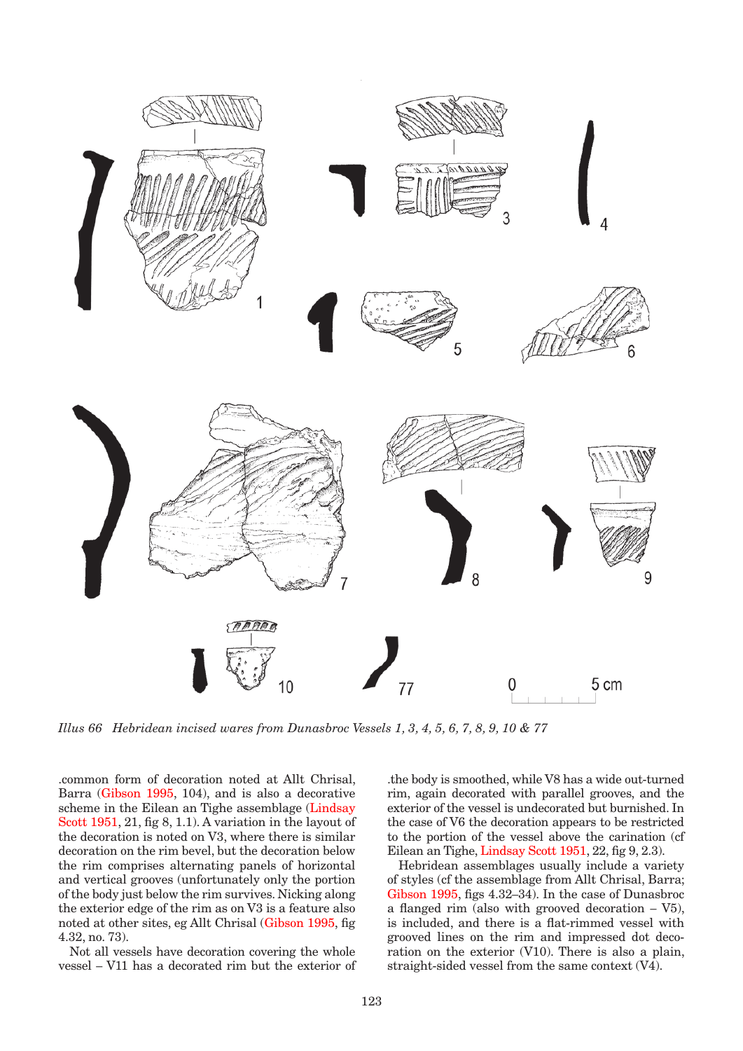*Illus 66 Hebridean incised wares from Dunasbroc Vessels 1, 3, 4, 5, 6, 7, 8, 9, 10 & 77*

.common form of decoration noted at Allt Chrisal, Barra (Gibson 1995, 104), and is also a decorative scheme in the Eilean an Tighe assemblage (Lindsay Scott 1951, 21, fig 8, 1.1). A variation in the layout of the decoration is noted on V3, where there is similar decoration on the rim bevel, but the decoration below the rim comprises alternating panels of horizontal and vertical grooves (unfortunately only the portion of the body just below the rim survives. Nicking along the exterior edge of the rim as on V3 is a feature also noted at other sites, eg Allt Chrisal (Gibson 1995, fig 4.32, no. 73).

Not all vessels have decoration covering the whole vessel – V11 has a decorated rim but the exterior of the body is smoothed, while V8 has a wide out-turned rim, again decorated with parallel grooves, and the exterior of the vessel is undecorated but burnished. In the case of V6 the decoration appears to be restricted to the portion of the vessel above the carination (cf Eilean an Tighe, Lindsay Scott 1951, 22, fig 9, 2.3).

Hebridean assemblages usually include a variety of styles (cf the assemblage from Allt Chrisal, Barra; Gibson 1995, figs 4.32–34). In the case of Dunasbroc a flanged rim (also with grooved decoration – V5), is included, and there is a flat-rimmed vessel with grooved lines on the rim and impressed dot decoration on the exterior (V10). There is also a plain, straight-sided vessel from the same context (V4).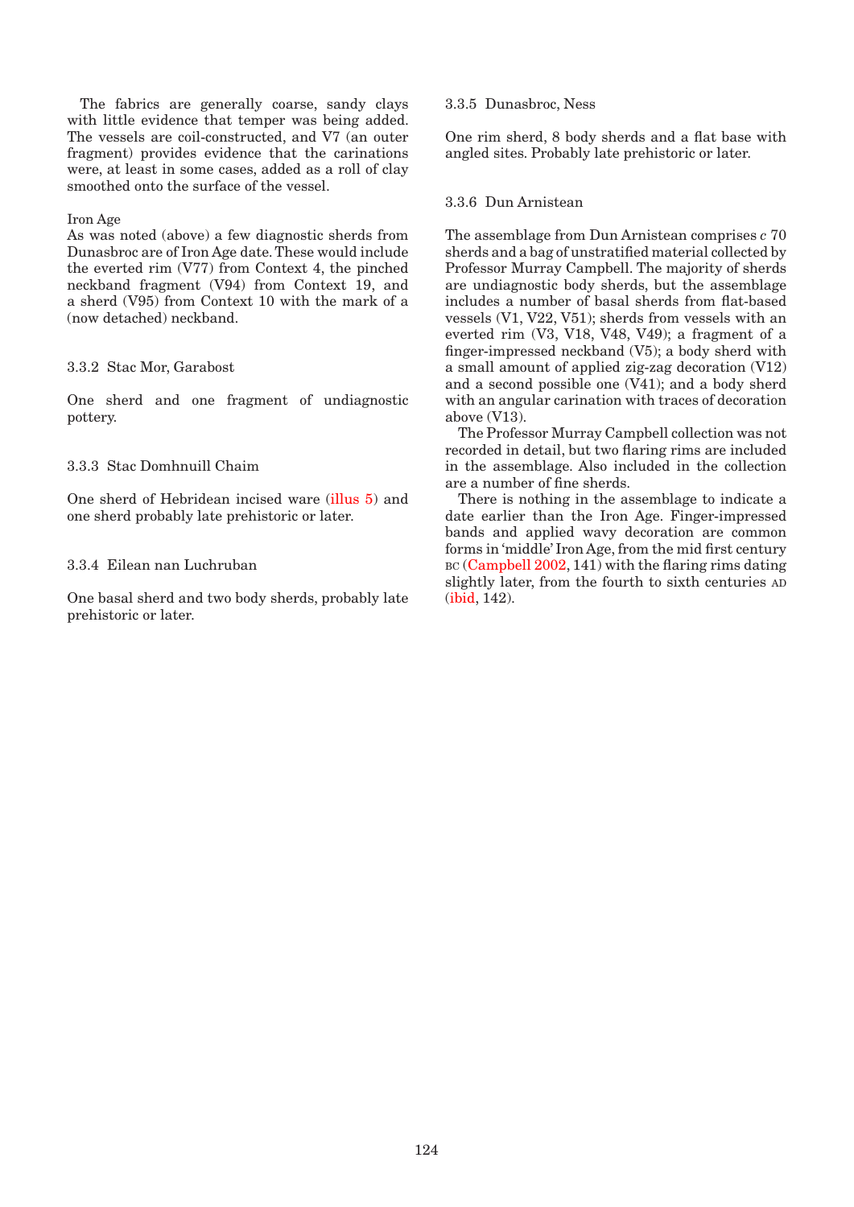The fabrics are generally coarse, sandy clays with little evidence that temper was being added. The vessels are coil-constructed, and V7 (an outer fragment) provides evidence that the carinations were, at least in some cases, added as a roll of clay smoothed onto the surface of the vessel.

Iron Age

As was noted (above) a few diagnostic sherds from Dunasbroc are of Iron Age date. These would include the everted rim (V77) from Context 4, the pinched neckband fragment (V94) from Context 19, and a sherd (V95) from Context 10 with the mark of a (now detached) neckband.

### 3.3.2 Stac Mor, Garabost

One sherd and one fragment of undiagnostic pottery.

### 3.3.3 Stac Domhnuill Chaim

One sherd of Hebridean incised ware (illus 5) and one sherd probably late prehistoric or later.

### 3.3.4 Eilean nan Luchruban

One basal sherd and two body sherds, probably late prehistoric or later.

### 3.3.5 Dunasbroc, Ness

One rim sherd, 8 body sherds and a flat base with angled sites. Probably late prehistoric or later.

### 3.3.6 Dun Arnistean

The assemblage from Dun Arnistean comprises *c* 70 sherds and a bag of unstratified material collected by Professor Murray Campbell. The majority of sherds are undiagnostic body sherds, but the assemblage includes a number of basal sherds from flat-based vessels (V1, V22, V51); sherds from vessels with an everted rim (V3, V18, V48, V49); a fragment of a finger-impressed neckband (V5); a body sherd with a small amount of applied zig-zag decoration (V12) and a second possible one (V41); and a body sherd with an angular carination with traces of decoration above (V13).

The Professor Murray Campbell collection was not recorded in detail, but two flaring rims are included in the assemblage. Also included in the collection are a number of fine sherds.

There is nothing in the assemblage to indicate a date earlier than the Iron Age. Finger-impressed bands and applied wavy decoration are common forms in 'middle' Iron Age, from the mid first century BC (Campbell 2002, 141) with the flaring rims dating slightly later, from the fourth to sixth centuries AD (ibid, 142).